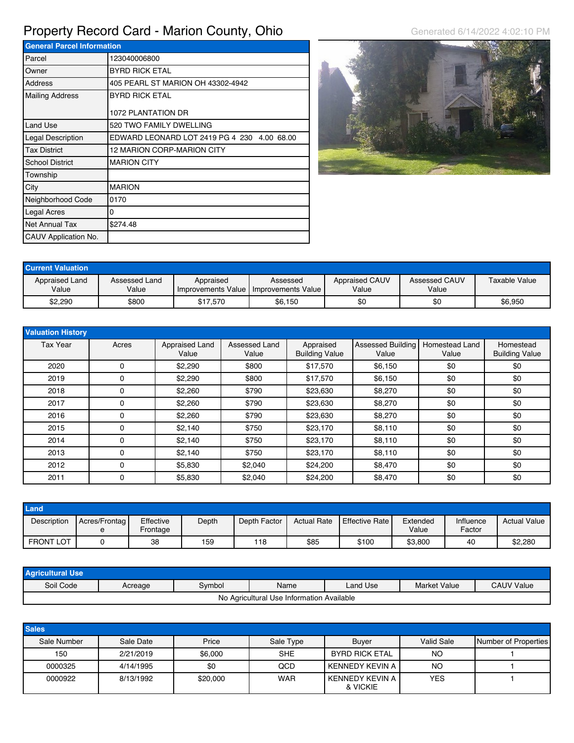# Property Record Card - Marion County, Ohio

Generated 6/14/2022 4:02:10 PM

| General Parcel Information | |
|---|---|
| Parcel | 123040006800 |
| Owner | BYRD RICK ETAL |
| Address | 405 PEARL ST MARION OH 43302-4942 |
| Mailing Address | BYRD RICK ETAL<br><br>1072 PLANTATION DR |
| Land Use | 520 TWO FAMILY DWELLING |
| Legal Description | EDWARD LEONARD LOT 2419 PG 4 230 4.00 68.00 |
| Tax District | 12 MARION CORP-MARION CITY |
| School District | MARION CITY |
| Township | |
| City | MARION |
| Neighborhood Code | 0170 |
| Legal Acres | 0 |
| Net Annual Tax | $274.48 |
| CAUV Application No. | |

## Current Valuation

| Appraised Land Value | Assessed Land Value | Appraised Improvements Value | Assessed Improvements Value | Appraised CAUV Value | Assessed CAUV Value | Taxable Value |
|---|---|---|---|---|---|---|
| $2,290 | $800 | $17,570 | $6,150 | $0 | $0 | $6,950 |

## Valuation History

| Tax Year | Acres | Appraised Land Value | Assessed Land Value | Appraised Building Value | Assessed Building Value | Homestead Land Value | Homestead Building Value |
|---|---|---|---|---|---|---|---|
| 2020 | 0 | $2,290 | $800 | $17,570 | $6,150 | $0 | $0 |
| 2019 | 0 | $2,290 | $800 | $17,570 | $6,150 | $0 | $0 |
| 2018 | 0 | $2,260 | $790 | $23,630 | $8,270 | $0 | $0 |
| 2017 | 0 | $2,260 | $790 | $23,630 | $8,270 | $0 | $0 |
| 2016 | 0 | $2,260 | $790 | $23,630 | $8,270 | $0 | $0 |
| 2015 | 0 | $2,140 | $750 | $23,170 | $8,110 | $0 | $0 |
| 2014 | 0 | $2,140 | $750 | $23,170 | $8,110 | $0 | $0 |
| 2013 | 0 | $2,140 | $750 | $23,170 | $8,110 | $0 | $0 |
| 2012 | 0 | $5,830 | $2,040 | $24,200 | $8,470 | $0 | $0 |
| 2011 | 0 | $5,830 | $2,040 | $24,200 | $8,470 | $0 | $0 |

## Land

| Description | Acres/Frontage | Effective Frontage | Depth | Depth Factor | Actual Rate | Effective Rate | Extended Value | Influence Factor | Actual Value |
|---|---|---|---|---|---|---|---|---|---|
| FRONT LOT | 0 | 38 | 159 | 118 | $85 | $100 | $3,800 | 40 | $2,280 |

## Agricultural Use

| Soil Code | Acreage | Symbol | Name | Land Use | Market Value | CAUV Value |
|---|---|---|---|---|---|---|
| No Agricultural Use Information Available | | | | | | |

## Sales

| Sale Number | Sale Date | Price | Sale Type | Buyer | Valid Sale | Number of Properties |
|---|---|---|---|---|---|---|
| 150 | 2/21/2019 | $6,000 | SHE | BYRD RICK ETAL | NO | 1 |
| 0000325 | 4/14/1995 | $0 | QCD | KENNEDY KEVIN A | NO | 1 |
| 0000922 | 8/13/1992 | $20,000 | WAR | KENNEDY KEVIN A & VICKIE | YES | 1 |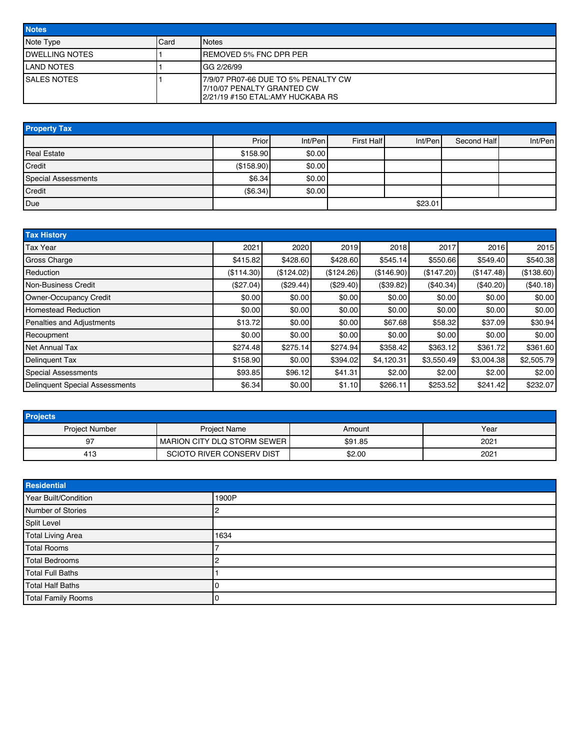## Notes

| Note Type | Card | Notes |
|---|---|---|
| DWELLING NOTES | 1 | REMOVED 5% FNC DPR PER |
| LAND NOTES | 1 | GG 2/26/99 |
| SALES NOTES | 1 | 7/9/07 PR07-66 DUE TO 5% PENALTY CW<br>7/10/07 PENALTY GRANTED CW<br>2/21/19 #150 ETAL:AMY HUCKABA RS |

## Property Tax

| | Prior | Int/Pen | First Half | Int/Pen | Second Half | Int/Pen |
|---|---|---|---|---|---|---|
| Real Estate | $158.90 | $0.00 | | | | |
| Credit | ($158.90) | $0.00 | | | | |
| Special Assessments | $6.34 | $0.00 | | | | |
| Credit | ($6.34) | $0.00 | | | | |
| Due | | | | $23.01 | | |

## Tax History

| Tax Year | 2021 | 2020 | 2019 | 2018 | 2017 | 2016 | 2015 |
|---|---|---|---|---|---|---|---|
| Gross Charge | $415.82 | $428.60 | $428.60 | $545.14 | $550.66 | $549.40 | $540.38 |
| Reduction | ($114.30) | ($124.02) | ($124.26) | ($146.90) | ($147.20) | ($147.48) | ($138.60) |
| Non-Business Credit | ($27.04) | ($29.44) | ($29.40) | ($39.82) | ($40.34) | ($40.20) | ($40.18) |
| Owner-Occupancy Credit | $0.00 | $0.00 | $0.00 | $0.00 | $0.00 | $0.00 | $0.00 |
| Homestead Reduction | $0.00 | $0.00 | $0.00 | $0.00 | $0.00 | $0.00 | $0.00 |
| Penalties and Adjustments | $13.72 | $0.00 | $0.00 | $67.68 | $58.32 | $37.09 | $30.94 |
| Recoupment | $0.00 | $0.00 | $0.00 | $0.00 | $0.00 | $0.00 | $0.00 |
| Net Annual Tax | $274.48 | $275.14 | $274.94 | $358.42 | $363.12 | $361.72 | $361.60 |
| Delinquent Tax | $158.90 | $0.00 | $394.02 | $4,120.31 | $3,550.49 | $3,004.38 | $2,505.79 |
| Special Assessments | $93.85 | $96.12 | $41.31 | $2.00 | $2.00 | $2.00 | $2.00 |
| Delinquent Special Assessments | $6.34 | $0.00 | $1.10 | $266.11 | $253.52 | $241.42 | $232.07 |

## Projects

| Project Number | Project Name | Amount | Year |
|---|---|---|---|
| 97 | MARION CITY DLQ STORM SEWER | $91.85 | 2021 |
| 413 | SCIOTO RIVER CONSERV DIST | $2.00 | 2021 |

## Residential

| | |
|---|---|
| Year Built/Condition | 1900P |
| Number of Stories | 2 |
| Split Level | |
| Total Living Area | 1634 |
| Total Rooms | 7 |
| Total Bedrooms | 2 |
| Total Full Baths | 1 |
| Total Half Baths | 0 |
| Total Family Rooms | 0 |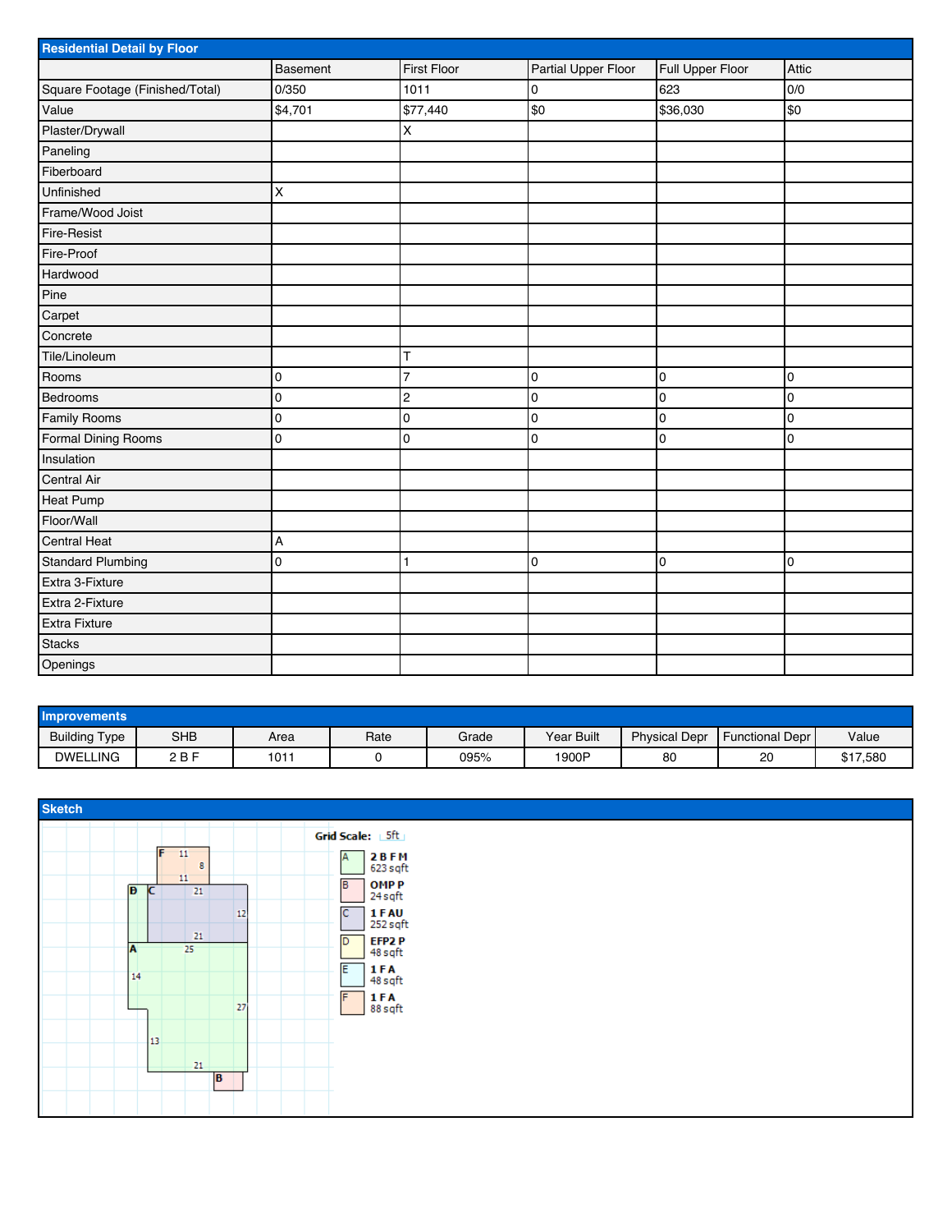## Residential Detail by Floor

| | Basement | First Floor | Partial Upper Floor | Full Upper Floor | Attic |
|---|---|---|---|---|---|
| Square Footage (Finished/Total) | 0/350 | 1011 | 0 | 623 | 0/0 |
| Value | $4,701 | $77,440 | $0 | $36,030 | $0 |
| Plaster/Drywall | | X | | | |
| Paneling | | | | | |
| Fiberboard | | | | | |
| Unfinished | X | | | | |
| Frame/Wood Joist | | | | | |
| Fire-Resist | | | | | |
| Fire-Proof | | | | | |
| Hardwood | | | | | |
| Pine | | | | | |
| Carpet | | | | | |
| Concrete | | | | | |
| Tile/Linoleum | | T | | | |
| Rooms | 0 | 7 | 0 | 0 | 0 |
| Bedrooms | 0 | 2 | 0 | 0 | 0 |
| Family Rooms | 0 | 0 | 0 | 0 | 0 |
| Formal Dining Rooms | 0 | 0 | 0 | 0 | 0 |
| Insulation | | | | | |
| Central Air | | | | | |
| Heat Pump | | | | | |
| Floor/Wall | | | | | |
| Central Heat | A | | | | |
| Standard Plumbing | 0 | 1 | 0 | 0 | 0 |
| Extra 3-Fixture | | | | | |
| Extra 2-Fixture | | | | | |
| Extra Fixture | | | | | |
| Stacks | | | | | |
| Openings | | | | | |

## Improvements

| Building Type | SHB | Area | Rate | Grade | Year Built | Physical Depr | Functional Depr | Value |
|---|---|---|---|---|---|---|---|---|
| DWELLING | 2 B F | 1011 | 0 | 095% | 1900P | 80 | 20 | $17,580 |

## Sketch

Grid Scale: 5ft

F 11 8 11
D C 21 12 21
A 25 14 27 13 21
B

A 2 B F M 623 sqft
B OMP P 24 sqft
C 1 F AU 252 sqft
D EFP2 P 48 sqft
E 1 F A 48 sqft
F 1 F A 88 sqft